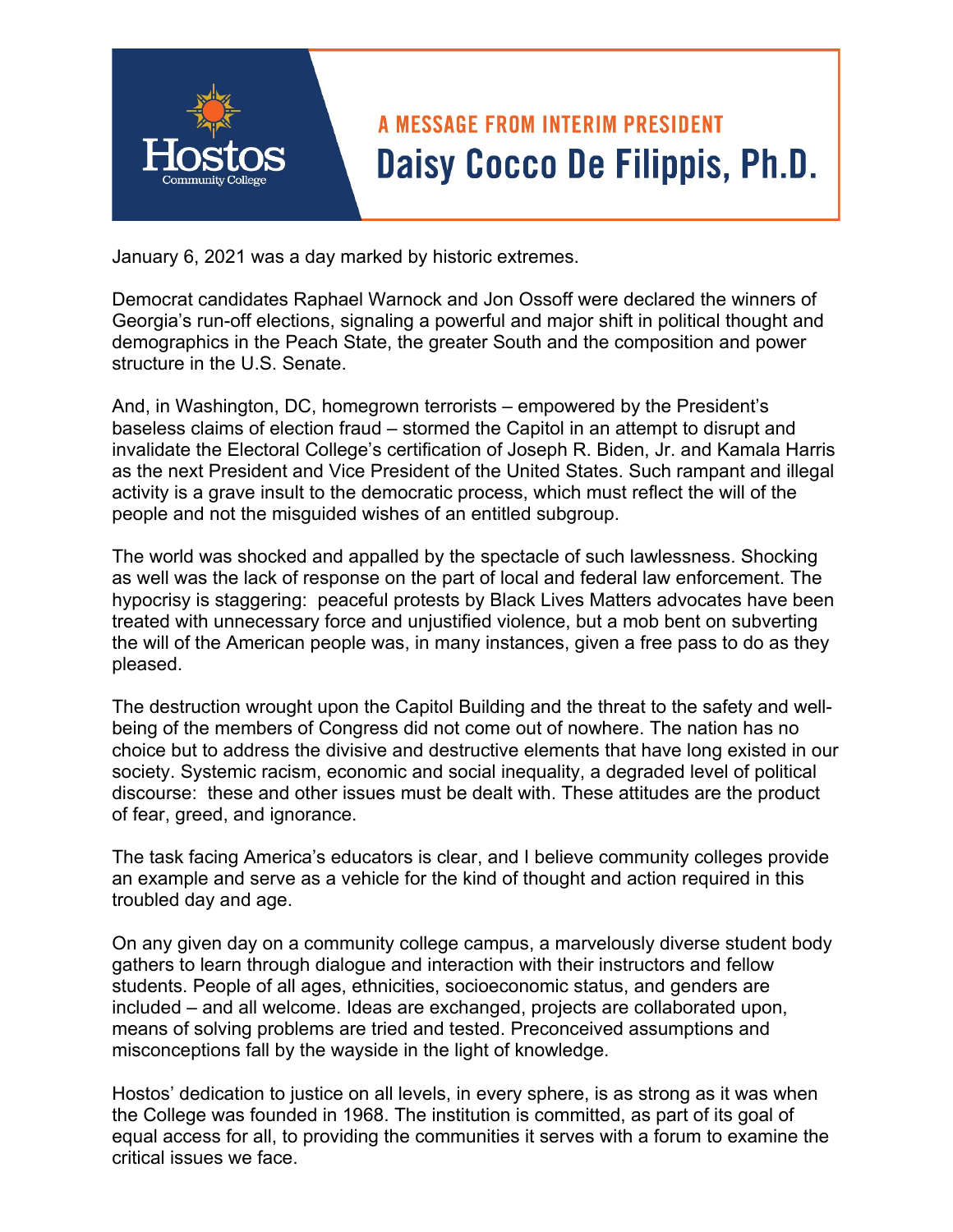Hostos Community College

## A MESSAGE FROM INTERIM PRESIDENT

# Daisy Cocco De Filippis, Ph.D.

January 6, 2021 was a day marked by historic extremes.

Democrat candidates Raphael Warnock and Jon Ossoff were declared the winners of Georgia's run-off elections, signaling a powerful and major shift in political thought and demographics in the Peach State, the greater South and the composition and power structure in the U.S. Senate.

And, in Washington, DC, homegrown terrorists – empowered by the President's baseless claims of election fraud – stormed the Capitol in an attempt to disrupt and invalidate the Electoral College's certification of Joseph R. Biden, Jr. and Kamala Harris as the next President and Vice President of the United States. Such rampant and illegal activity is a grave insult to the democratic process, which must reflect the will of the people and not the misguided wishes of an entitled subgroup.

The world was shocked and appalled by the spectacle of such lawlessness. Shocking as well was the lack of response on the part of local and federal law enforcement. The hypocrisy is staggering: peaceful protests by Black Lives Matters advocates have been treated with unnecessary force and unjustified violence, but a mob bent on subverting the will of the American people was, in many instances, given a free pass to do as they pleased.

The destruction wrought upon the Capitol Building and the threat to the safety and well-being of the members of Congress did not come out of nowhere. The nation has no choice but to address the divisive and destructive elements that have long existed in our society. Systemic racism, economic and social inequality, a degraded level of political discourse: these and other issues must be dealt with. These attitudes are the product of fear, greed, and ignorance.

The task facing America's educators is clear, and I believe community colleges provide an example and serve as a vehicle for the kind of thought and action required in this troubled day and age.

On any given day on a community college campus, a marvelously diverse student body gathers to learn through dialogue and interaction with their instructors and fellow students. People of all ages, ethnicities, socioeconomic status, and genders are included – and all welcome. Ideas are exchanged, projects are collaborated upon, means of solving problems are tried and tested. Preconceived assumptions and misconceptions fall by the wayside in the light of knowledge.

Hostos' dedication to justice on all levels, in every sphere, is as strong as it was when the College was founded in 1968. The institution is committed, as part of its goal of equal access for all, to providing the communities it serves with a forum to examine the critical issues we face.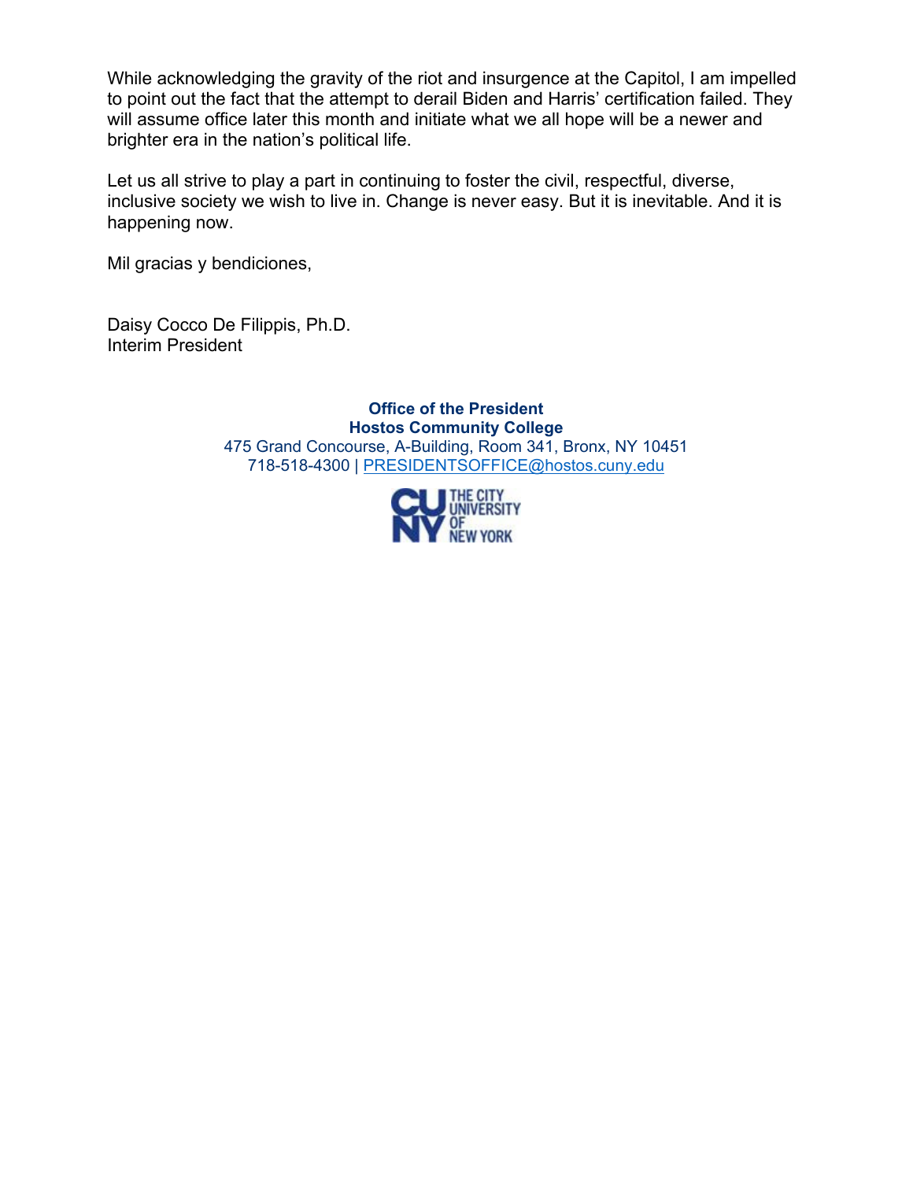While acknowledging the gravity of the riot and insurgence at the Capitol, I am impelled to point out the fact that the attempt to derail Biden and Harris' certification failed. They will assume office later this month and initiate what we all hope will be a newer and brighter era in the nation's political life.

Let us all strive to play a part in continuing to foster the civil, respectful, diverse, inclusive society we wish to live in. Change is never easy. But it is inevitable. And it is happening now.

Mil gracias y bendiciones,

Daisy Cocco De Filippis, Ph.D.
Interim President

**Office of the President**
**Hostos Community College**
475 Grand Concourse, A-Building, Room 341, Bronx, NY 10451
718-518-4300 | PRESIDENTSOFFICE@hostos.cuny.edu

THE CITY UNIVERSITY OF NEW YORK